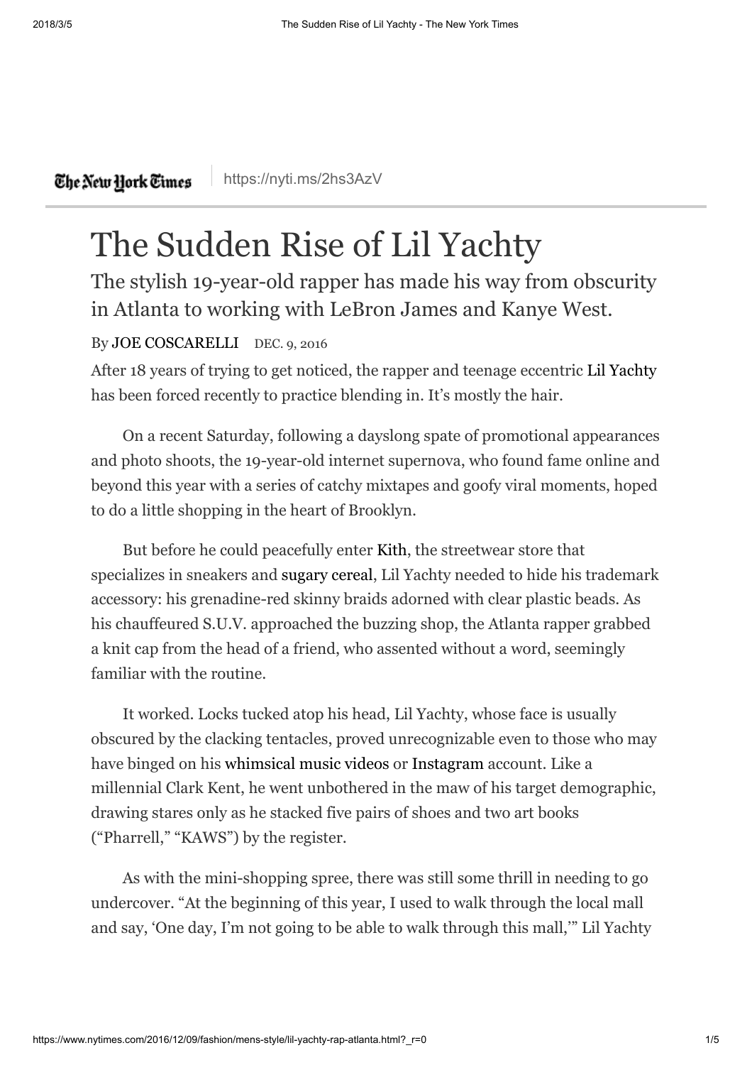The New York Times | https://nyti.ms/2hs3AzV

# The Sudden Rise of Lil Yachty

## The stylish 19-year-old rapper has made his way from obscurity in Atlanta to working with LeBron James and Kanye West.

By JOE COSCARELLI DEC. 9, 2016

After 18 years of trying to get noticed, the rapper and teenage eccentric Lil Yachty has been forced recently to practice blending in. It's mostly the hair.

On a recent Saturday, following a dayslong spate of promotional appearances and photo shoots, the 19-year-old internet supernova, who found fame online and beyond this year with a series of catchy mixtapes and goofy viral moments, hoped to do a little shopping in the heart of Brooklyn.

But before he could peacefully enter Kith, the streetwear store that specializes in sneakers and sugary cereal, Lil Yachty needed to hide his trademark accessory: his grenadine-red skinny braids adorned with clear plastic beads. As his chauffeured S.U.V. approached the buzzing shop, the Atlanta rapper grabbed a knit cap from the head of a friend, who assented without a word, seemingly familiar with the routine.

It worked. Locks tucked atop his head, Lil Yachty, whose face is usually obscured by the clacking tentacles, proved unrecognizable even to those who may have binged on his whimsical music videos or Instagram account. Like a millennial Clark Kent, he went unbothered in the maw of his target demographic, drawing stares only as he stacked five pairs of shoes and two art books ("Pharrell," "KAWS") by the register.

As with the mini-shopping spree, there was still some thrill in needing to go undercover. "At the beginning of this year, I used to walk through the local mall and say, 'One day, I'm not going to be able to walk through this mall,'" Lil Yachty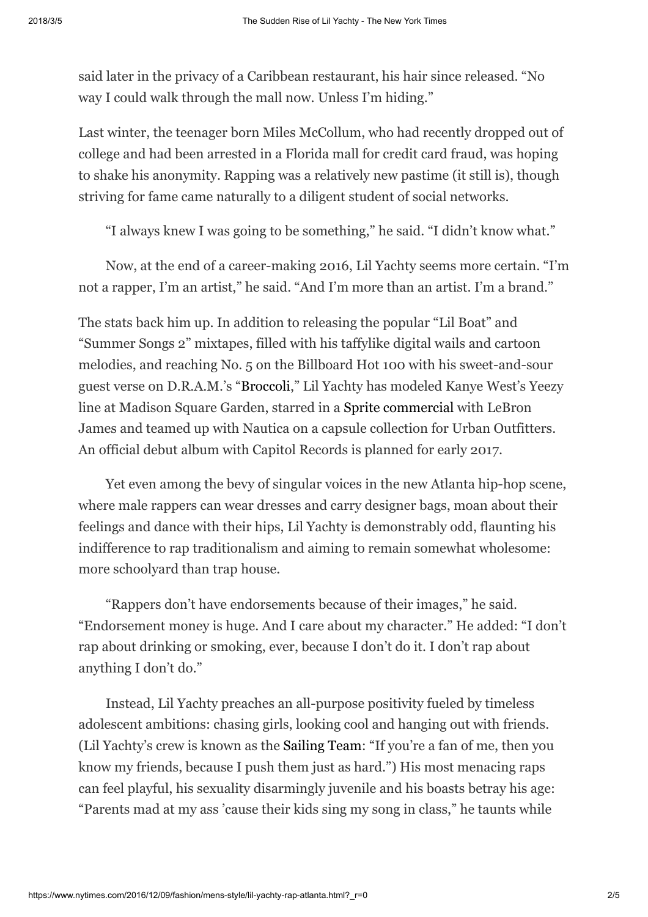said later in the privacy of a Caribbean restaurant, his hair since released. "No way I could walk through the mall now. Unless I'm hiding."

Last winter, the teenager born Miles McCollum, who had recently dropped out of college and had been arrested in a Florida mall for credit card fraud, was hoping to shake his anonymity. Rapping was a relatively new pastime (it still is), though striving for fame came naturally to a diligent student of social networks.

"I always knew I was going to be something," he said. "I didn't know what."

Now, at the end of a career-making 2016, Lil Yachty seems more certain. "I'm not a rapper, I'm an artist," he said. "And I'm more than an artist. I'm a brand."

The stats back him up. In addition to releasing the popular "Lil Boat" and "Summer Songs 2" mixtapes, filled with his taffylike digital wails and cartoon melodies, and reaching No. 5 on the Billboard Hot 100 with his sweet-and-sour guest verse on D.R.A.M.'s "Broccoli," Lil Yachty has modeled Kanye West's Yeezy line at Madison Square Garden, starred in a Sprite commercial with LeBron James and teamed up with Nautica on a capsule collection for Urban Outfitters. An official debut album with Capitol Records is planned for early 2017.

Yet even among the bevy of singular voices in the new Atlanta hip-hop scene, where male rappers can wear dresses and carry designer bags, moan about their feelings and dance with their hips, Lil Yachty is demonstrably odd, flaunting his indifference to rap traditionalism and aiming to remain somewhat wholesome: more schoolyard than trap house.

"Rappers don't have endorsements because of their images," he said. "Endorsement money is huge. And I care about my character." He added: "I don't rap about drinking or smoking, ever, because I don't do it. I don't rap about anything I don't do."

Instead, Lil Yachty preaches an all-purpose positivity fueled by timeless adolescent ambitions: chasing girls, looking cool and hanging out with friends. (Lil Yachty's crew is known as the Sailing Team: "If you're a fan of me, then you know my friends, because I push them just as hard.") His most menacing raps can feel playful, his sexuality disarmingly juvenile and his boasts betray his age: "Parents mad at my ass 'cause their kids sing my song in class," he taunts while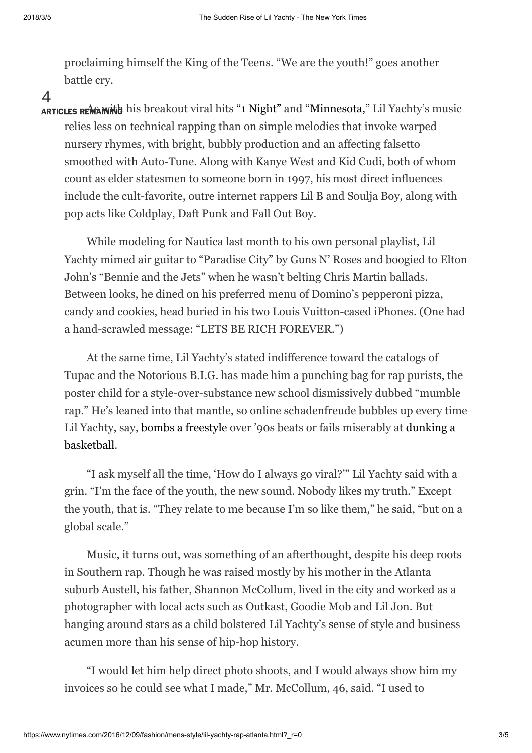proclaiming himself the King of the Teens. "We are the youth!" goes another battle cry.

As with his breakout viral hits "1 Night" and "Minnesota," Lil Yachty's music relies less on technical rapping than on simple melodies that invoke warped nursery rhymes, with bright, bubbly production and an affecting falsetto smoothed with Auto-Tune. Along with Kanye West and Kid Cudi, both of whom count as elder statesmen to someone born in 1997, his most direct influences include the cult-favorite, outre internet rappers Lil B and Soulja Boy, along with pop acts like Coldplay, Daft Punk and Fall Out Boy.

While modeling for Nautica last month to his own personal playlist, Lil Yachty mimed air guitar to "Paradise City" by Guns N' Roses and boogied to Elton John's "Bennie and the Jets" when he wasn't belting Chris Martin ballads. Between looks, he dined on his preferred menu of Domino's pepperoni pizza, candy and cookies, head buried in his two Louis Vuitton-cased iPhones. (One had a hand-scrawled message: "LETS BE RICH FOREVER.")

At the same time, Lil Yachty's stated indifference toward the catalogs of Tupac and the Notorious B.I.G. has made him a punching bag for rap purists, the poster child for a style-over-substance new school dismissively dubbed "mumble rap." He's leaned into that mantle, so online schadenfreude bubbles up every time Lil Yachty, say, bombs a freestyle over '90s beats or fails miserably at dunking a basketball.

"I ask myself all the time, 'How do I always go viral?'" Lil Yachty said with a grin. "I'm the face of the youth, the new sound. Nobody likes my truth." Except the youth, that is. "They relate to me because I'm so like them," he said, "but on a global scale."

Music, it turns out, was something of an afterthought, despite his deep roots in Southern rap. Though he was raised mostly by his mother in the Atlanta suburb Austell, his father, Shannon McCollum, lived in the city and worked as a photographer with local acts such as Outkast, Goodie Mob and Lil Jon. But hanging around stars as a child bolstered Lil Yachty's sense of style and business acumen more than his sense of hip-hop history.

"I would let him help direct photo shoots, and I would always show him my invoices so he could see what I made," Mr. McCollum, 46, said. "I used to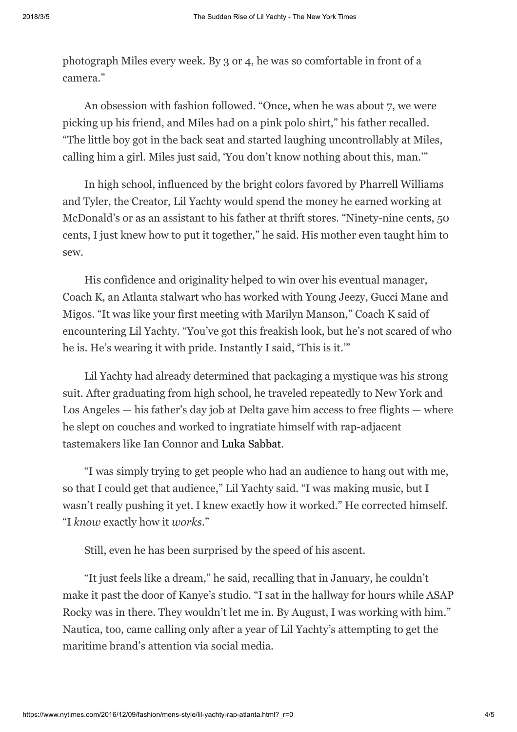photograph Miles every week. By 3 or 4, he was so comfortable in front of a camera."

An obsession with fashion followed. "Once, when he was about 7, we were picking up his friend, and Miles had on a pink polo shirt," his father recalled. "The little boy got in the back seat and started laughing uncontrollably at Miles, calling him a girl. Miles just said, 'You don't know nothing about this, man.'"

In high school, influenced by the bright colors favored by Pharrell Williams and Tyler, the Creator, Lil Yachty would spend the money he earned working at McDonald's or as an assistant to his father at thrift stores. "Ninety-nine cents, 50 cents, I just knew how to put it together," he said. His mother even taught him to sew.

His confidence and originality helped to win over his eventual manager, Coach K, an Atlanta stalwart who has worked with Young Jeezy, Gucci Mane and Migos. "It was like your first meeting with Marilyn Manson," Coach K said of encountering Lil Yachty. "You've got this freakish look, but he's not scared of who he is. He's wearing it with pride. Instantly I said, 'This is it.'"

Lil Yachty had already determined that packaging a mystique was his strong suit. After graduating from high school, he traveled repeatedly to New York and Los Angeles — his father's day job at Delta gave him access to free flights — where he slept on couches and worked to ingratiate himself with rap-adjacent tastemakers like Ian Connor and Luka Sabbat.

"I was simply trying to get people who had an audience to hang out with me, so that I could get that audience," Lil Yachty said. "I was making music, but I wasn't really pushing it yet. I knew exactly how it worked." He corrected himself. "I *know* exactly how it *works*."

Still, even he has been surprised by the speed of his ascent.

"It just feels like a dream," he said, recalling that in January, he couldn't make it past the door of Kanye's studio. "I sat in the hallway for hours while ASAP Rocky was in there. They wouldn't let me in. By August, I was working with him." Nautica, too, came calling only after a year of Lil Yachty's attempting to get the maritime brand's attention via social media.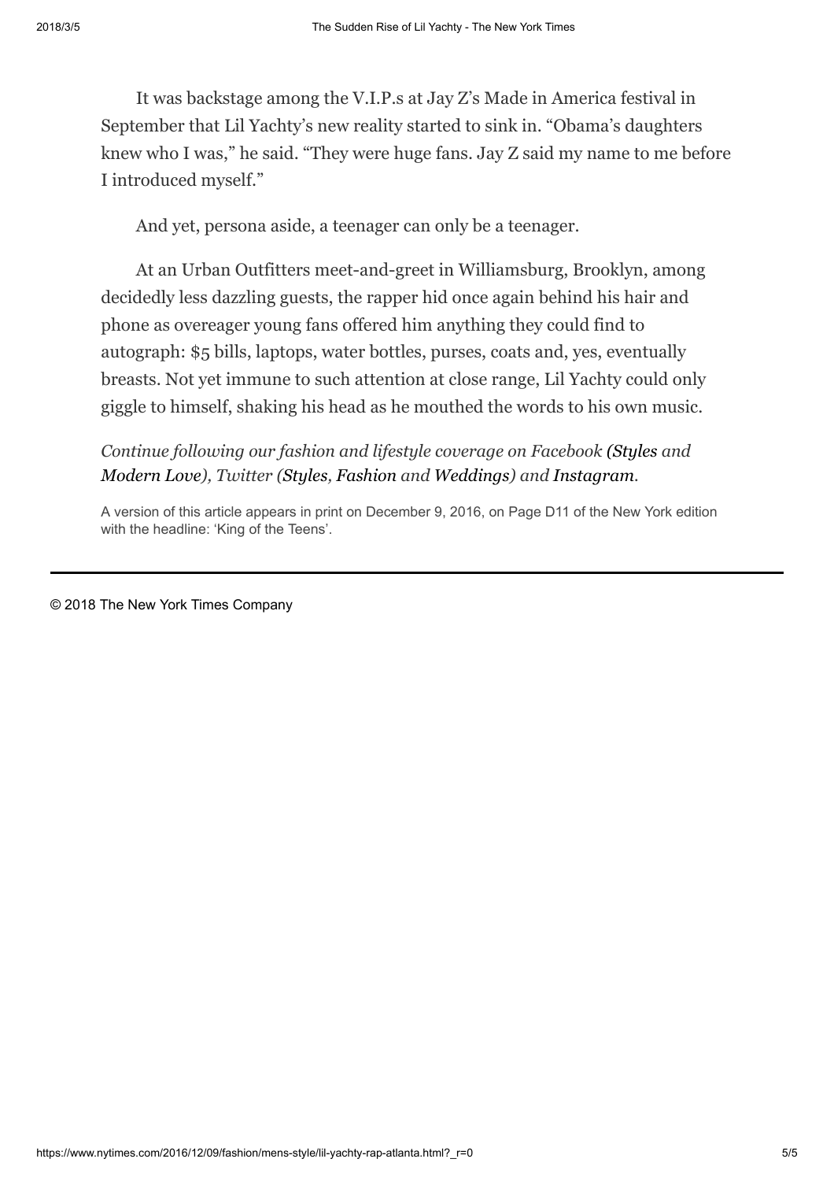It was backstage among the V.I.P.s at Jay Z's Made in America festival in September that Lil Yachty's new reality started to sink in. "Obama's daughters knew who I was," he said. "They were huge fans. Jay Z said my name to me before I introduced myself."

And yet, persona aside, a teenager can only be a teenager.

At an Urban Outfitters meet-and-greet in Williamsburg, Brooklyn, among decidedly less dazzling guests, the rapper hid once again behind his hair and phone as overeager young fans offered him anything they could find to autograph: $5 bills, laptops, water bottles, purses, coats and, yes, eventually breasts. Not yet immune to such attention at close range, Lil Yachty could only giggle to himself, shaking his head as he mouthed the words to his own music.

*Continue following our fashion and lifestyle coverage on Facebook (Styles and Modern Love), Twitter (Styles, Fashion and Weddings) and Instagram.*

A version of this article appears in print on December 9, 2016, on Page D11 of the New York edition with the headline: 'King of the Teens'.

---

© 2018 The New York Times Company